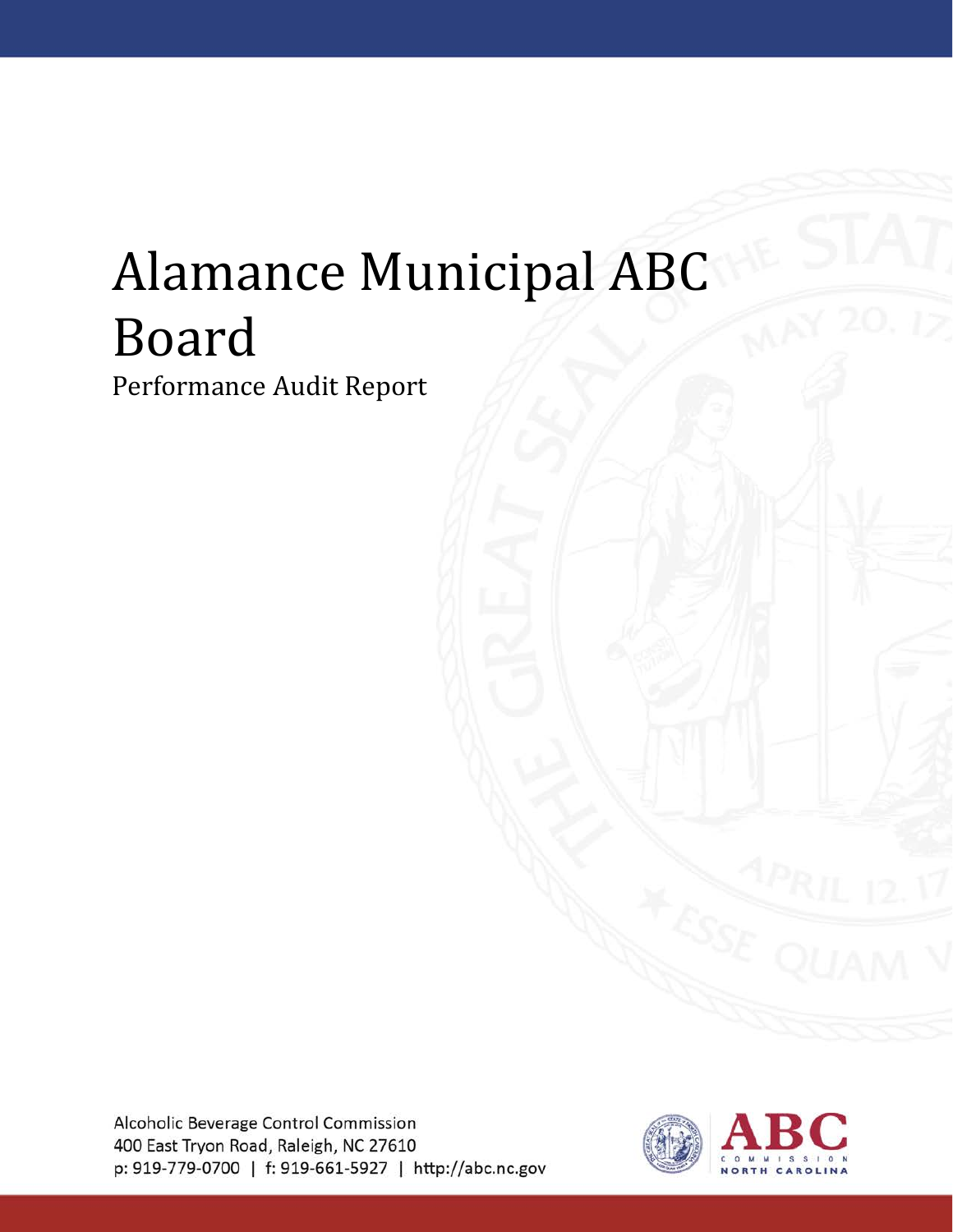# Alamance Municipal ABC Board

Performance Audit Report

Alcoholic Beverage Control Commission
400 East Tryon Road, Raleigh, NC 27610
p: 919-779-0700 | f: 919-661-5927 | http://abc.nc.gov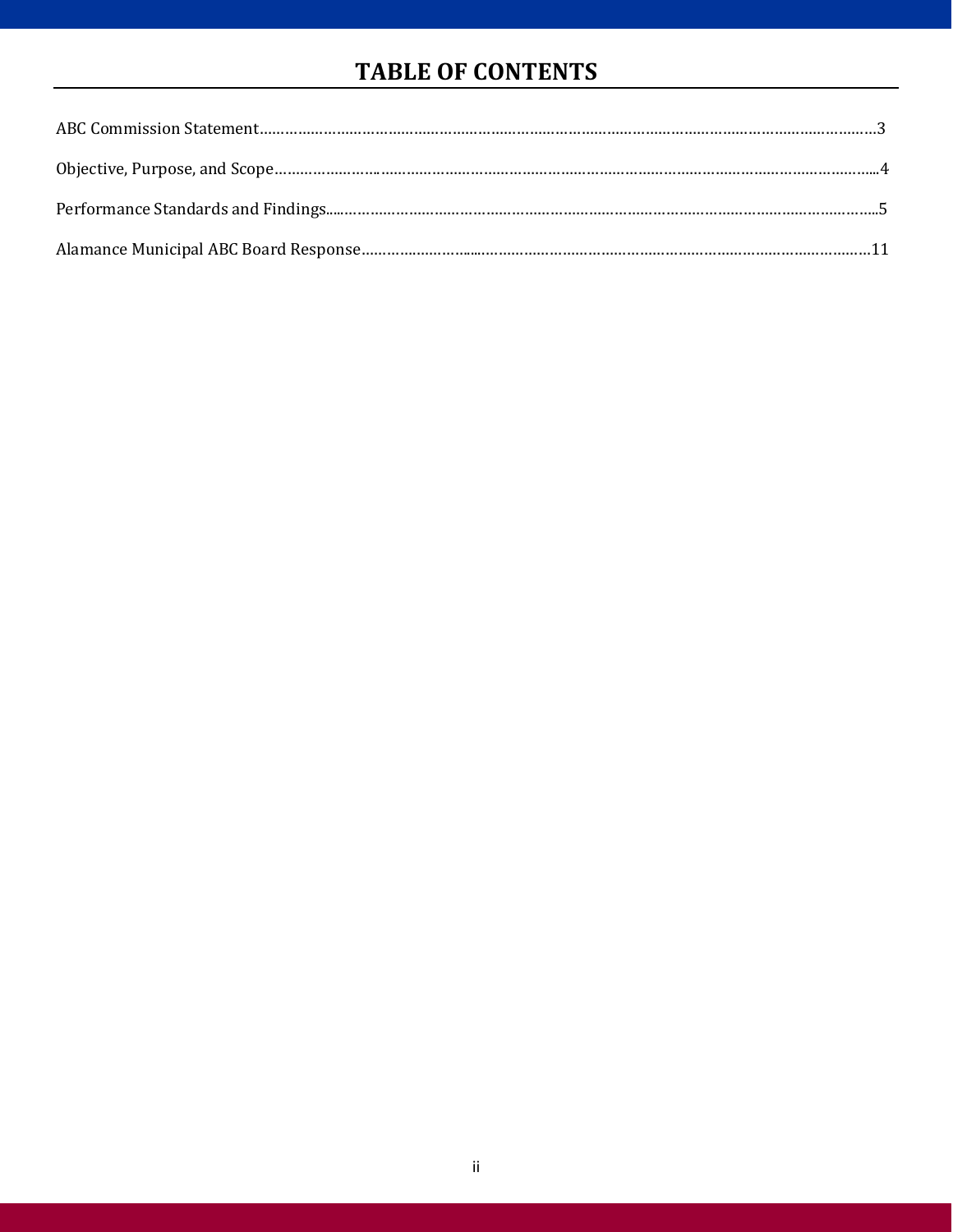# TABLE OF CONTENTS

ABC Commission Statement……………………………………………………………………………………………………………3

Objective, Purpose, and Scope…………………………………………………………………………………………………………4

Performance Standards and Findings……………………………………………………………………………………………………5

Alamance Municipal ABC Board Response……………………………………………………………………………………………11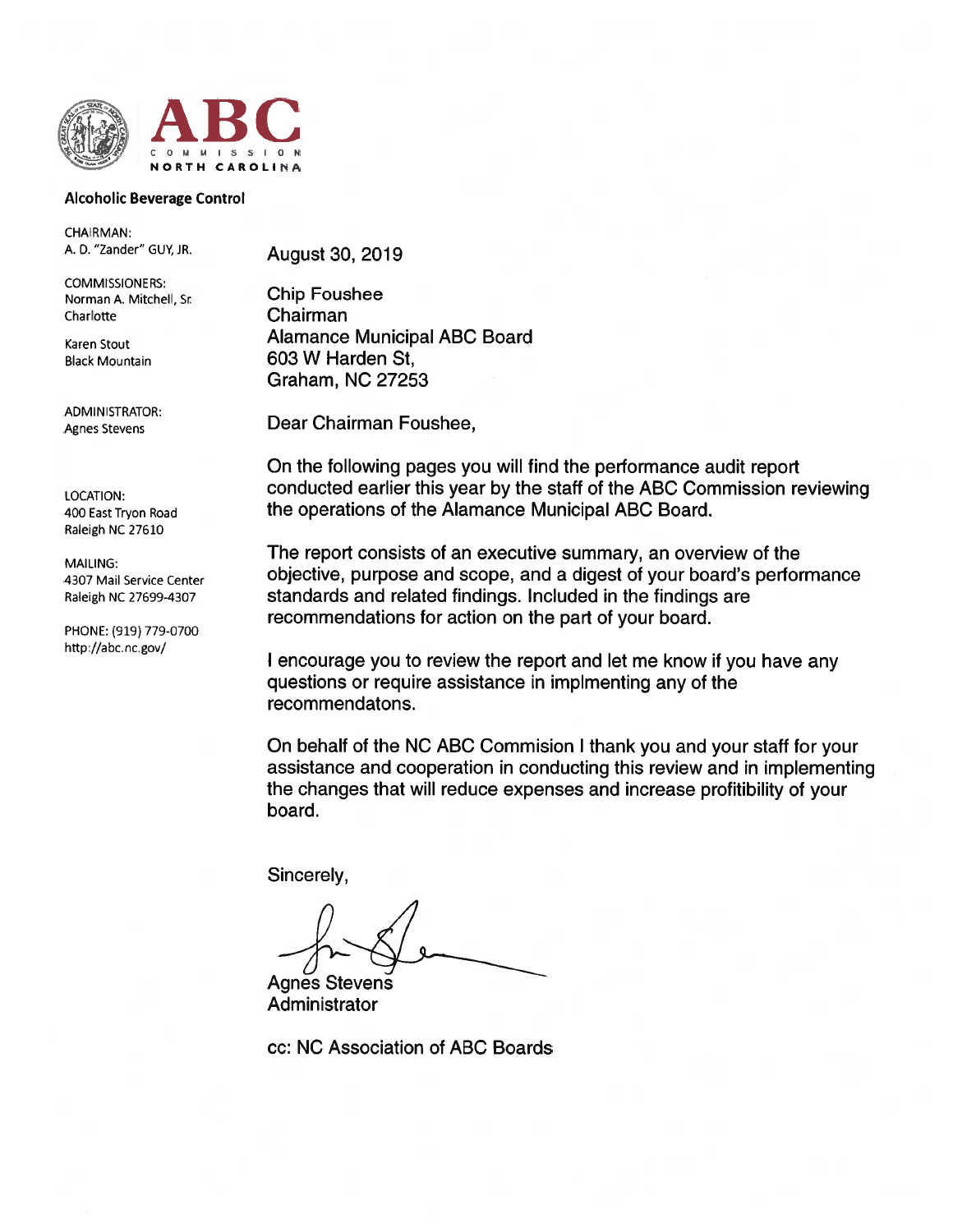ABC

COMMISSION

NORTH CAROLINA

**Alcoholic Beverage Control**

CHAIRMAN:
A. D. "Zander" GUY, JR.

COMMISSIONERS:
Norman A. Mitchell, Sr.
Charlotte

Karen Stout
Black Mountain

ADMINISTRATOR:
Agnes Stevens

LOCATION:
400 East Tryon Road
Raleigh NC 27610

MAILING:
4307 Mail Service Center
Raleigh NC 27699-4307

PHONE: (919) 779-0700
http://abc.nc.gov/

August 30, 2019

Chip Foushee
Chairman
Alamance Municipal ABC Board
603 W Harden St,
Graham, NC 27253

Dear Chairman Foushee,

On the following pages you will find the performance audit report conducted earlier this year by the staff of the ABC Commission reviewing the operations of the Alamance Municipal ABC Board.

The report consists of an executive summary, an overview of the objective, purpose and scope, and a digest of your board's performance standards and related findings. Included in the findings are recommendations for action on the part of your board.

I encourage you to review the report and let me know if you have any questions or require assistance in implmenting any of the recommendatons.

On behalf of the NC ABC Commision I thank you and your staff for your assistance and cooperation in conducting this review and in implementing the changes that will reduce expenses and increase profitibility of your board.

Sincerely,

Agnes Stevens
Administrator

cc: NC Association of ABC Boards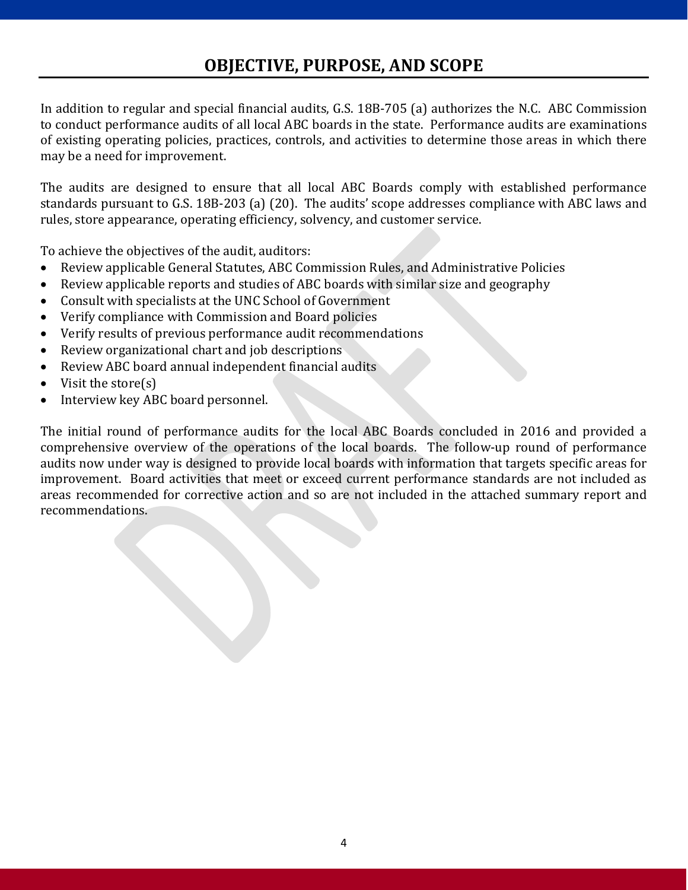# OBJECTIVE, PURPOSE, AND SCOPE

In addition to regular and special financial audits, G.S. 18B-705 (a) authorizes the N.C. ABC Commission to conduct performance audits of all local ABC boards in the state. Performance audits are examinations of existing operating policies, practices, controls, and activities to determine those areas in which there may be a need for improvement.

The audits are designed to ensure that all local ABC Boards comply with established performance standards pursuant to G.S. 18B-203 (a) (20). The audits' scope addresses compliance with ABC laws and rules, store appearance, operating efficiency, solvency, and customer service.

To achieve the objectives of the audit, auditors:

- Review applicable General Statutes, ABC Commission Rules, and Administrative Policies
- Review applicable reports and studies of ABC boards with similar size and geography
- Consult with specialists at the UNC School of Government
- Verify compliance with Commission and Board policies
- Verify results of previous performance audit recommendations
- Review organizational chart and job descriptions
- Review ABC board annual independent financial audits
- Visit the store(s)
- Interview key ABC board personnel.

The initial round of performance audits for the local ABC Boards concluded in 2016 and provided a comprehensive overview of the operations of the local boards. The follow-up round of performance audits now under way is designed to provide local boards with information that targets specific areas for improvement. Board activities that meet or exceed current performance standards are not included as areas recommended for corrective action and so are not included in the attached summary report and recommendations.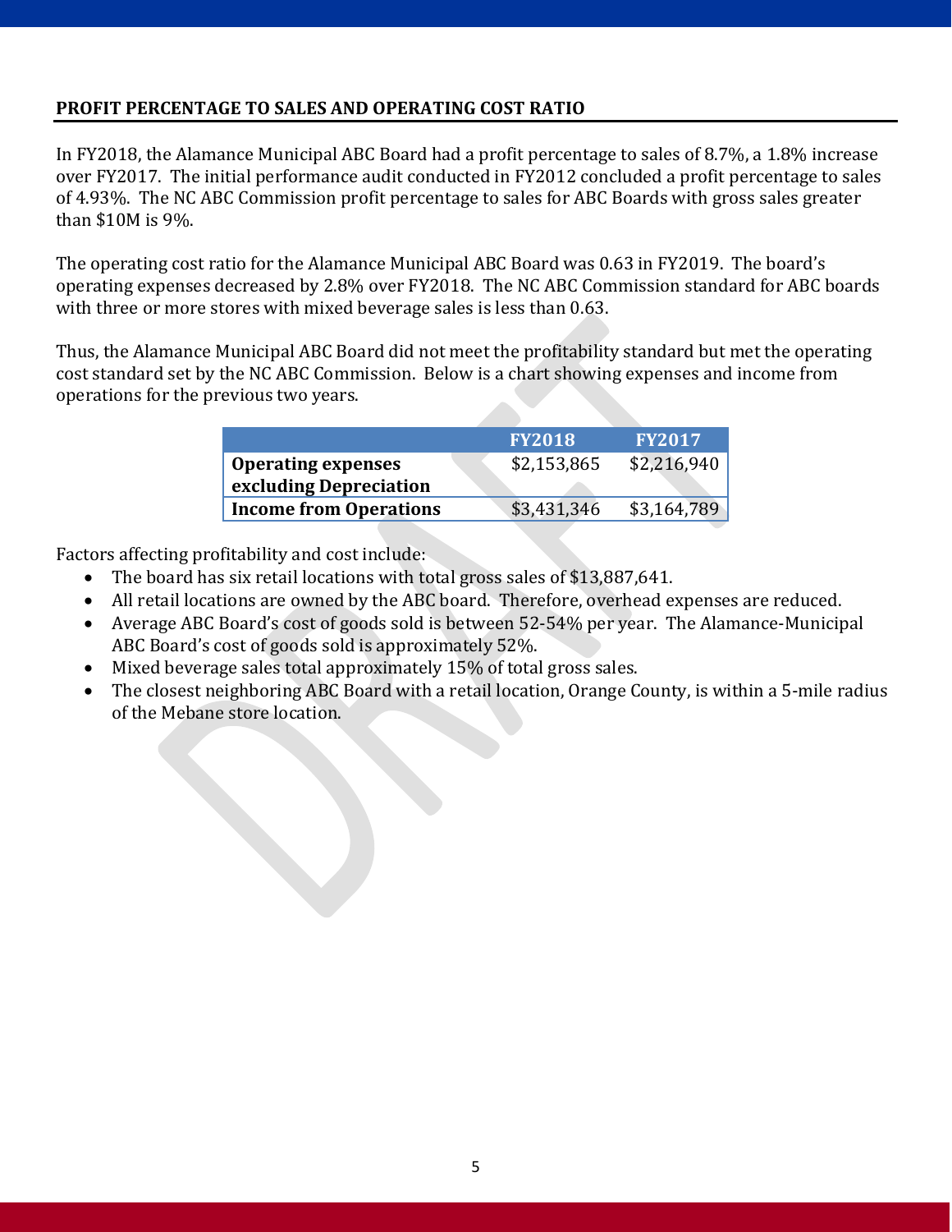## PROFIT PERCENTAGE TO SALES AND OPERATING COST RATIO

In FY2018, the Alamance Municipal ABC Board had a profit percentage to sales of 8.7%, a 1.8% increase over FY2017. The initial performance audit conducted in FY2012 concluded a profit percentage to sales of 4.93%. The NC ABC Commission profit percentage to sales for ABC Boards with gross sales greater than $10M is 9%.

The operating cost ratio for the Alamance Municipal ABC Board was 0.63 in FY2019. The board's operating expenses decreased by 2.8% over FY2018. The NC ABC Commission standard for ABC boards with three or more stores with mixed beverage sales is less than 0.63.

Thus, the Alamance Municipal ABC Board did not meet the profitability standard but met the operating cost standard set by the NC ABC Commission. Below is a chart showing expenses and income from operations for the previous two years.

| | FY2018 | FY2017 |
|---|---|---|
| **Operating expenses excluding Depreciation** | $2,153,865 | $2,216,940 |
| **Income from Operations** | $3,431,346 | $3,164,789 |

Factors affecting profitability and cost include:

- The board has six retail locations with total gross sales of $13,887,641.
- All retail locations are owned by the ABC board. Therefore, overhead expenses are reduced.
- Average ABC Board's cost of goods sold is between 52-54% per year. The Alamance-Municipal ABC Board's cost of goods sold is approximately 52%.
- Mixed beverage sales total approximately 15% of total gross sales.
- The closest neighboring ABC Board with a retail location, Orange County, is within a 5-mile radius of the Mebane store location.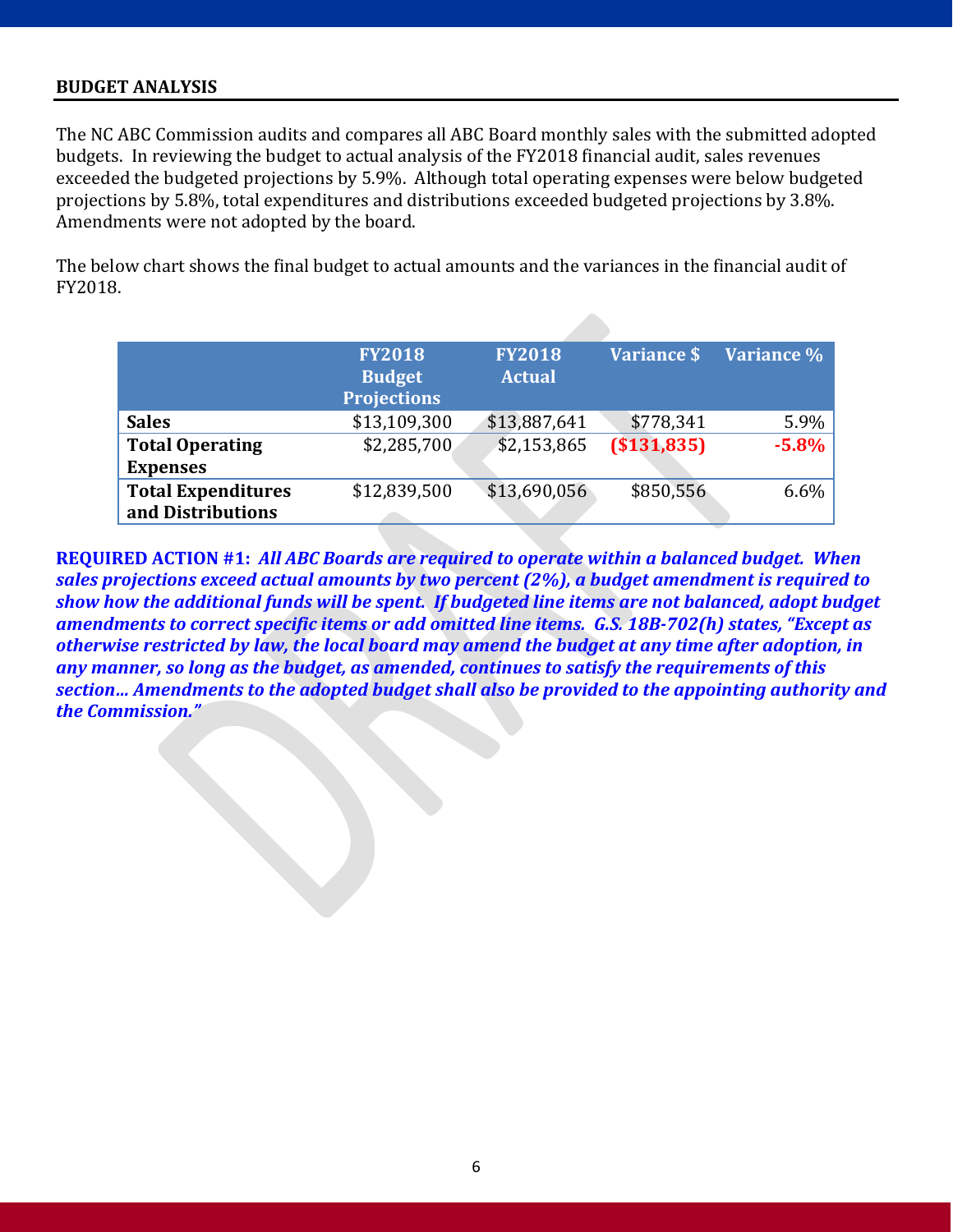## BUDGET ANALYSIS

The NC ABC Commission audits and compares all ABC Board monthly sales with the submitted adopted budgets. In reviewing the budget to actual analysis of the FY2018 financial audit, sales revenues exceeded the budgeted projections by 5.9%. Although total operating expenses were below budgeted projections by 5.8%, total expenditures and distributions exceeded budgeted projections by 3.8%. Amendments were not adopted by the board.

The below chart shows the final budget to actual amounts and the variances in the financial audit of FY2018.

| | FY2018 Budget Projections | FY2018 Actual | Variance $ | Variance % |
|---|---|---|---|---|
| **Sales** | $13,109,300 | $13,887,641 | $778,341 | 5.9% |
| **Total Operating Expenses** | $2,285,700 | $2,153,865 | **($131,835)** | **-5.8%** |
| **Total Expenditures and Distributions** | $12,839,500 | $13,690,056 | $850,556 | 6.6% |

**REQUIRED ACTION #1:** ***All ABC Boards are required to operate within a balanced budget. When sales projections exceed actual amounts by two percent (2%), a budget amendment is required to show how the additional funds will be spent. If budgeted line items are not balanced, adopt budget amendments to correct specific items or add omitted line items. G.S. 18B-702(h) states, "Except as otherwise restricted by law, the local board may amend the budget at any time after adoption, in any manner, so long as the budget, as amended, continues to satisfy the requirements of this section... Amendments to the adopted budget shall also be provided to the appointing authority and the Commission."***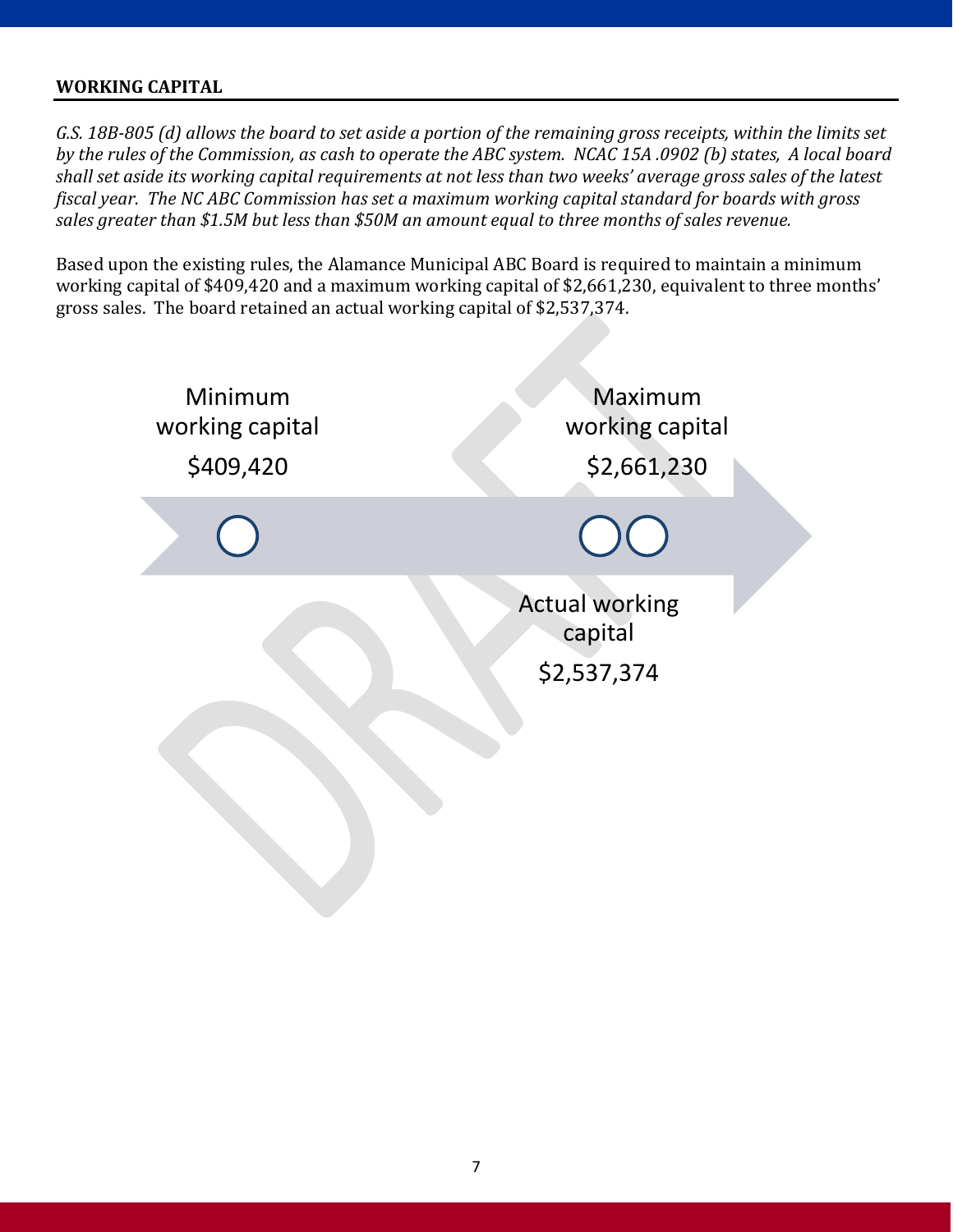## WORKING CAPITAL

*G.S. 18B-805 (d) allows the board to set aside a portion of the remaining gross receipts, within the limits set by the rules of the Commission, as cash to operate the ABC system. NCAC 15A .0902 (b) states, A local board shall set aside its working capital requirements at not less than two weeks' average gross sales of the latest fiscal year. The NC ABC Commission has set a maximum working capital standard for boards with gross sales greater than $1.5M but less than $50M an amount equal to three months of sales revenue.*

Based upon the existing rules, the Alamance Municipal ABC Board is required to maintain a minimum working capital of $409,420 and a maximum working capital of $2,661,230, equivalent to three months' gross sales. The board retained an actual working capital of $2,537,374.

Minimum working capital
$409,420

Maximum working capital
$2,661,230

Actual working capital
$2,537,374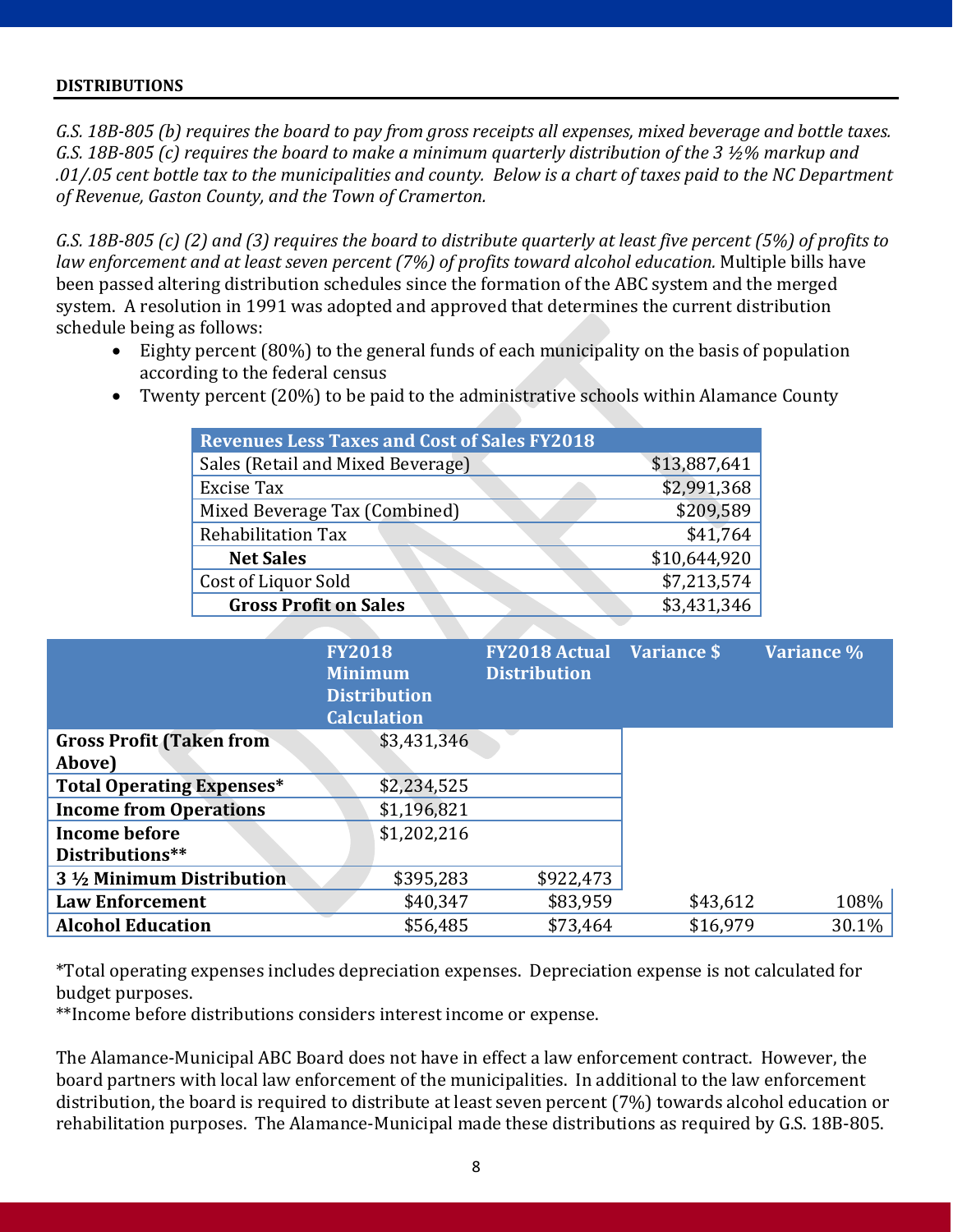## DISTRIBUTIONS

*G.S. 18B-805 (b) requires the board to pay from gross receipts all expenses, mixed beverage and bottle taxes. G.S. 18B-805 (c) requires the board to make a minimum quarterly distribution of the 3 ½% markup and .01/.05 cent bottle tax to the municipalities and county. Below is a chart of taxes paid to the NC Department of Revenue, Gaston County, and the Town of Cramerton.*

*G.S. 18B-805 (c) (2) and (3) requires the board to distribute quarterly at least five percent (5%) of profits to law enforcement and at least seven percent (7%) of profits toward alcohol education.* Multiple bills have been passed altering distribution schedules since the formation of the ABC system and the merged system. A resolution in 1991 was adopted and approved that determines the current distribution schedule being as follows:

- Eighty percent (80%) to the general funds of each municipality on the basis of population according to the federal census
- Twenty percent (20%) to be paid to the administrative schools within Alamance County

| Revenues Less Taxes and Cost of Sales FY2018 | |
|---|---|
| Sales (Retail and Mixed Beverage) | $13,887,641 |
| Excise Tax | $2,991,368 |
| Mixed Beverage Tax (Combined) | $209,589 |
| Rehabilitation Tax | $41,764 |
| **Net Sales** | $10,644,920 |
| Cost of Liquor Sold | $7,213,574 |
| **Gross Profit on Sales** | $3,431,346 |

| | FY2018 Minimum Distribution Calculation | FY2018 Actual Distribution | Variance $ | Variance % |
|---|---|---|---|---|
| **Gross Profit (Taken from Above)** | $3,431,346 | | | |
| **Total Operating Expenses*** | $2,234,525 | | | |
| **Income from Operations** | $1,196,821 | | | |
| **Income before Distributions**** | $1,202,216 | | | |
| **3 ½ Minimum Distribution** | $395,283 | $922,473 | | |
| **Law Enforcement** | $40,347 | $83,959 | $43,612 | 108% |
| **Alcohol Education** | $56,485 | $73,464 | $16,979 | 30.1% |

*Total operating expenses includes depreciation expenses. Depreciation expense is not calculated for budget purposes.
**Income before distributions considers interest income or expense.

The Alamance-Municipal ABC Board does not have in effect a law enforcement contract. However, the board partners with local law enforcement of the municipalities. In additional to the law enforcement distribution, the board is required to distribute at least seven percent (7%) towards alcohol education or rehabilitation purposes. The Alamance-Municipal made these distributions as required by G.S. 18B-805.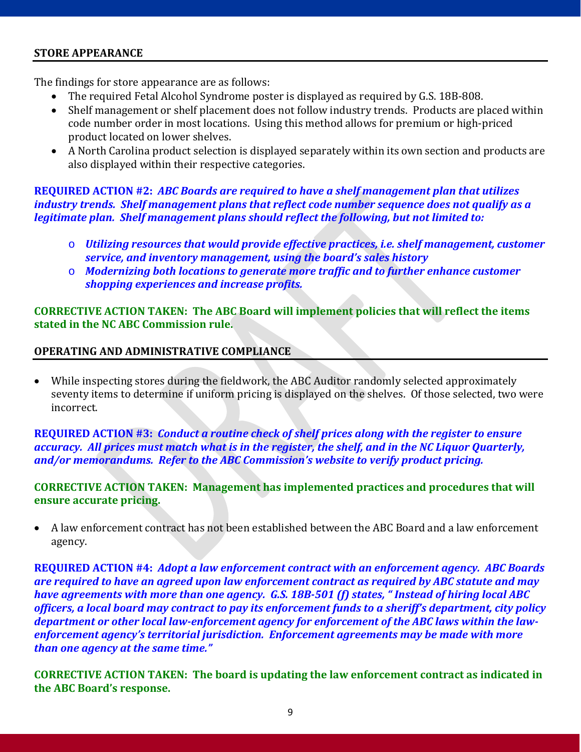## STORE APPEARANCE

The findings for store appearance are as follows:

- The required Fetal Alcohol Syndrome poster is displayed as required by G.S. 18B-808.
- Shelf management or shelf placement does not follow industry trends. Products are placed within code number order in most locations. Using this method allows for premium or high-priced product located on lower shelves.
- A North Carolina product selection is displayed separately within its own section and products are also displayed within their respective categories.

**REQUIRED ACTION #2:** ***ABC Boards are required to have a shelf management plan that utilizes industry trends. Shelf management plans that reflect code number sequence does not qualify as a legitimate plan. Shelf management plans should reflect the following, but not limited to:***

- ***Utilizing resources that would provide effective practices, i.e. shelf management, customer service, and inventory management, using the board's sales history***
- ***Modernizing both locations to generate more traffic and to further enhance customer shopping experiences and increase profits.***

**CORRECTIVE ACTION TAKEN: The ABC Board will implement policies that will reflect the items stated in the NC ABC Commission rule.**

## OPERATING AND ADMINISTRATIVE COMPLIANCE

- While inspecting stores during the fieldwork, the ABC Auditor randomly selected approximately seventy items to determine if uniform pricing is displayed on the shelves. Of those selected, two were incorrect.

**REQUIRED ACTION #3:** ***Conduct a routine check of shelf prices along with the register to ensure accuracy. All prices must match what is in the register, the shelf, and in the NC Liquor Quarterly, and/or memorandums. Refer to the ABC Commission's website to verify product pricing.***

**CORRECTIVE ACTION TAKEN: Management has implemented practices and procedures that will ensure accurate pricing.**

- A law enforcement contract has not been established between the ABC Board and a law enforcement agency.

**REQUIRED ACTION #4:** ***Adopt a law enforcement contract with an enforcement agency. ABC Boards are required to have an agreed upon law enforcement contract as required by ABC statute and may have agreements with more than one agency. G.S. 18B-501 (f) states, " Instead of hiring local ABC officers, a local board may contract to pay its enforcement funds to a sheriff's department, city policy department or other local law-enforcement agency for enforcement of the ABC laws within the law-enforcement agency's territorial jurisdiction. Enforcement agreements may be made with more than one agency at the same time."***

**CORRECTIVE ACTION TAKEN: The board is updating the law enforcement contract as indicated in the ABC Board's response.**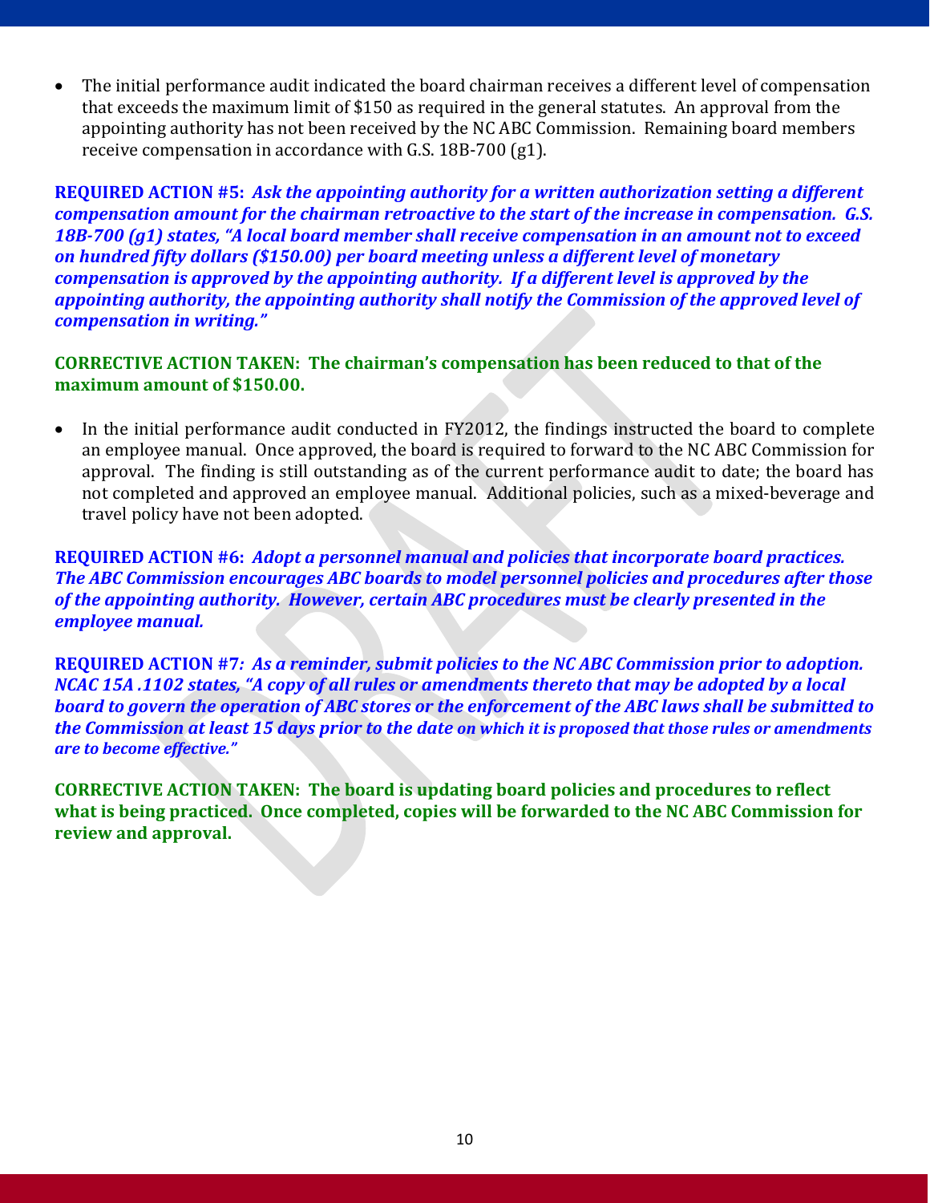- The initial performance audit indicated the board chairman receives a different level of compensation that exceeds the maximum limit of $150 as required in the general statutes. An approval from the appointing authority has not been received by the NC ABC Commission. Remaining board members receive compensation in accordance with G.S. 18B-700 (g1).

**REQUIRED ACTION #5:** ***Ask the appointing authority for a written authorization setting a different compensation amount for the chairman retroactive to the start of the increase in compensation. G.S. 18B-700 (g1) states, "A local board member shall receive compensation in an amount not to exceed on hundred fifty dollars ($150.00) per board meeting unless a different level of monetary compensation is approved by the appointing authority. If a different level is approved by the appointing authority, the appointing authority shall notify the Commission of the approved level of compensation in writing."***

**CORRECTIVE ACTION TAKEN: The chairman's compensation has been reduced to that of the maximum amount of $150.00.**

- In the initial performance audit conducted in FY2012, the findings instructed the board to complete an employee manual. Once approved, the board is required to forward to the NC ABC Commission for approval. The finding is still outstanding as of the current performance audit to date; the board has not completed and approved an employee manual. Additional policies, such as a mixed-beverage and travel policy have not been adopted.

**REQUIRED ACTION #6:** ***Adopt a personnel manual and policies that incorporate board practices. The ABC Commission encourages ABC boards to model personnel policies and procedures after those of the appointing authority. However, certain ABC procedures must be clearly presented in the employee manual.***

**REQUIRED ACTION #7***: **As a reminder, submit policies to the NC ABC Commission prior to adoption. NCAC 15A .1102 states, "A copy of all rules or amendments thereto that may be adopted by a local board to govern the operation of ABC stores or the enforcement of the ABC laws shall be submitted to the Commission at least 15 days prior to the date on which it is proposed that those rules or amendments are to become effective."***

**CORRECTIVE ACTION TAKEN: The board is updating board policies and procedures to reflect what is being practiced. Once completed, copies will be forwarded to the NC ABC Commission for review and approval.**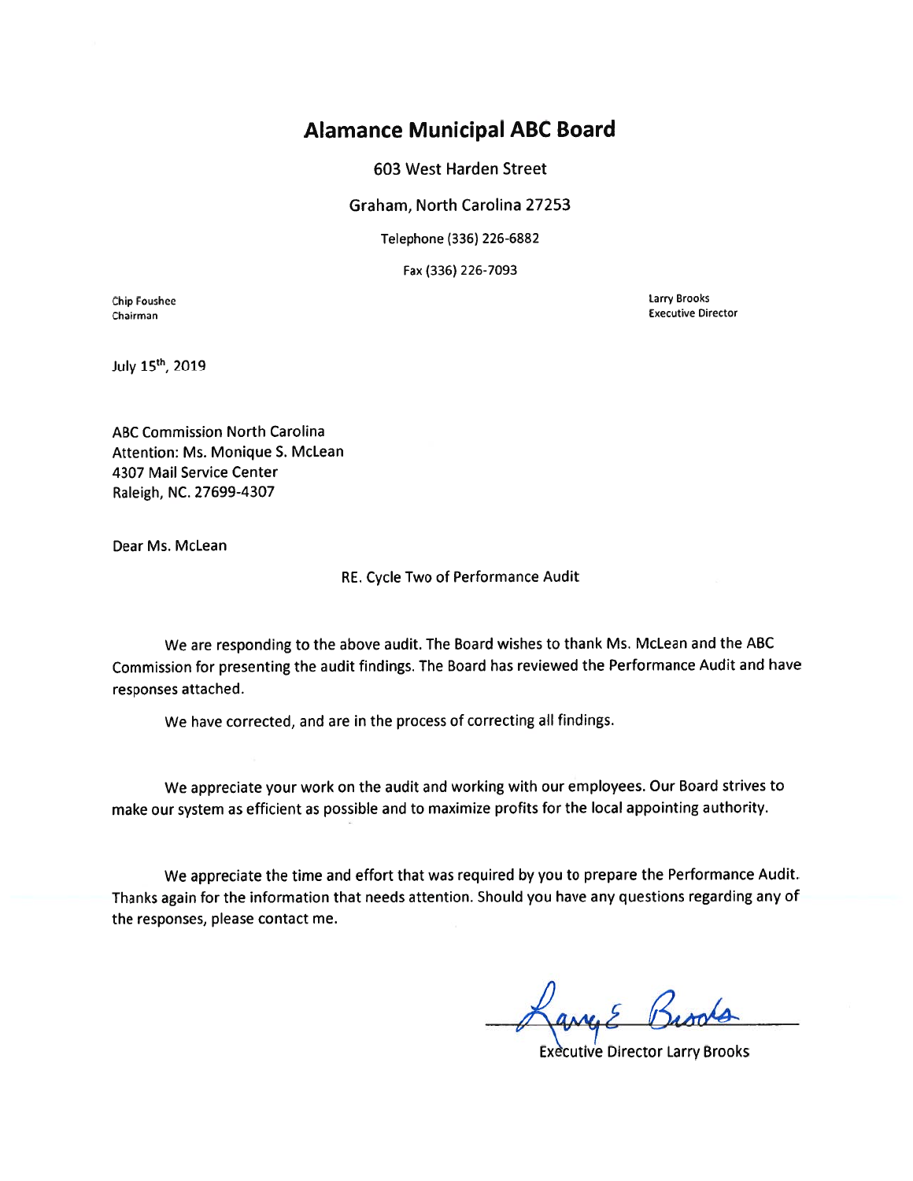# Alamance Municipal ABC Board

603 West Harden Street

Graham, North Carolina 27253

Telephone (336) 226-6882

Fax (336) 226-7093

Chip Foushee
Chairman

Larry Brooks
Executive Director

July 15th, 2019

ABC Commission North Carolina
Attention: Ms. Monique S. McLean
4307 Mail Service Center
Raleigh, NC. 27699-4307

Dear Ms. McLean

RE. Cycle Two of Performance Audit

We are responding to the above audit. The Board wishes to thank Ms. McLean and the ABC Commission for presenting the audit findings. The Board has reviewed the Performance Audit and have responses attached.

We have corrected, and are in the process of correcting all findings.

We appreciate your work on the audit and working with our employees. Our Board strives to make our system as efficient as possible and to maximize profits for the local appointing authority.

We appreciate the time and effort that was required by you to prepare the Performance Audit. Thanks again for the information that needs attention. Should you have any questions regarding any of the responses, please contact me.

Larry E Brooks

Executive Director Larry Brooks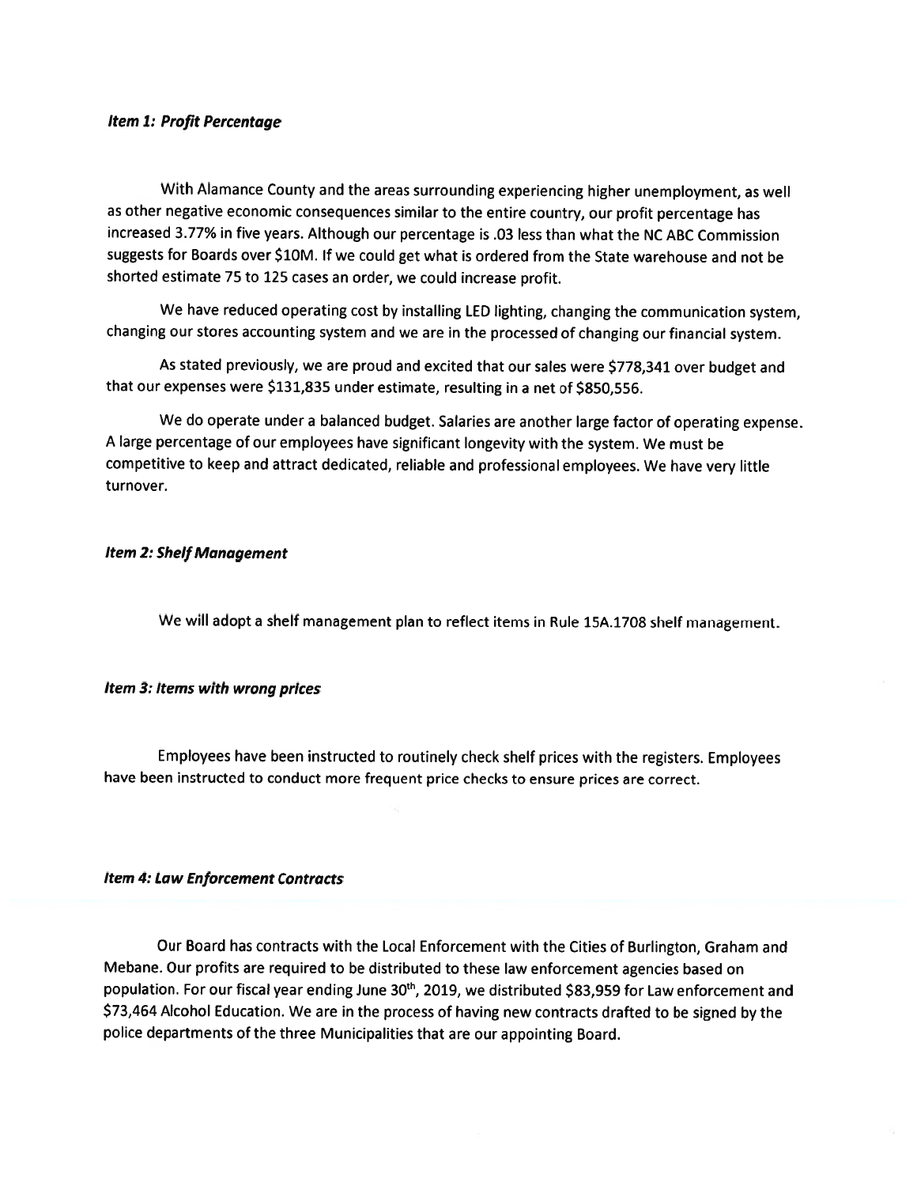### *Item 1: Profit Percentage*

With Alamance County and the areas surrounding experiencing higher unemployment, as well as other negative economic consequences similar to the entire country, our profit percentage has increased 3.77% in five years. Although our percentage is .03 less than what the NC ABC Commission suggests for Boards over $10M. If we could get what is ordered from the State warehouse and not be shorted estimate 75 to 125 cases an order, we could increase profit.

We have reduced operating cost by installing LED lighting, changing the communication system, changing our stores accounting system and we are in the processed of changing our financial system.

As stated previously, we are proud and excited that our sales were $778,341 over budget and that our expenses were $131,835 under estimate, resulting in a net of $850,556.

We do operate under a balanced budget. Salaries are another large factor of operating expense. A large percentage of our employees have significant longevity with the system. We must be competitive to keep and attract dedicated, reliable and professional employees. We have very little turnover.

### *Item 2: Shelf Management*

We will adopt a shelf management plan to reflect items in Rule 15A.1708 shelf management.

### *Item 3: Items with wrong prices*

Employees have been instructed to routinely check shelf prices with the registers. Employees have been instructed to conduct more frequent price checks to ensure prices are correct.

### *Item 4: Law Enforcement Contracts*

Our Board has contracts with the Local Enforcement with the Cities of Burlington, Graham and Mebane. Our profits are required to be distributed to these law enforcement agencies based on population. For our fiscal year ending June 30th, 2019, we distributed $83,959 for Law enforcement and $73,464 Alcohol Education. We are in the process of having new contracts drafted to be signed by the police departments of the three Municipalities that are our appointing Board.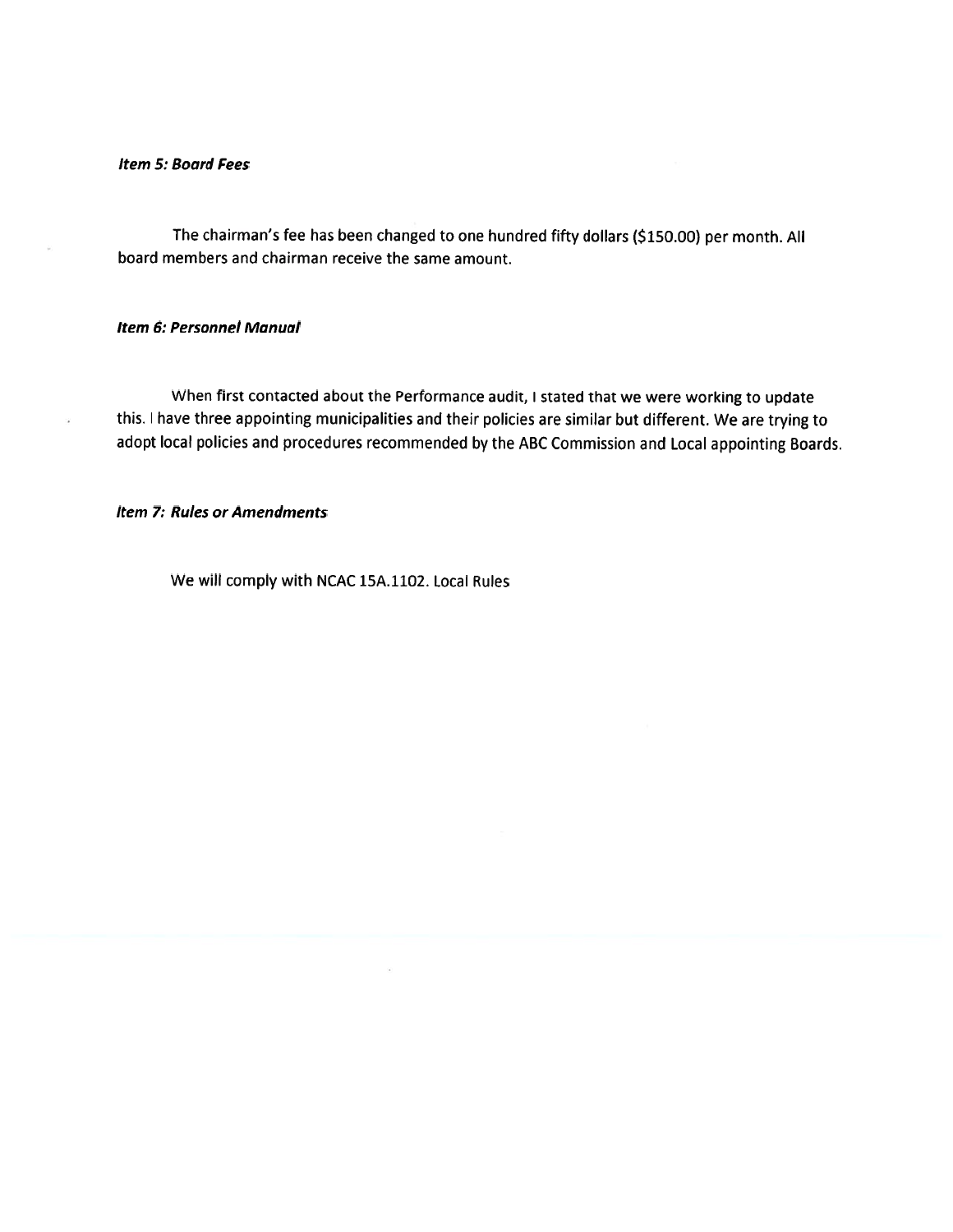***Item 5: Board Fees***

The chairman's fee has been changed to one hundred fifty dollars ($150.00) per month. All board members and chairman receive the same amount.

***Item 6: Personnel Manual***

When first contacted about the Performance audit, I stated that we were working to update this. I have three appointing municipalities and their policies are similar but different. We are trying to adopt local policies and procedures recommended by the ABC Commission and Local appointing Boards.

***Item 7: Rules or Amendments***

We will comply with NCAC 15A.1102. Local Rules